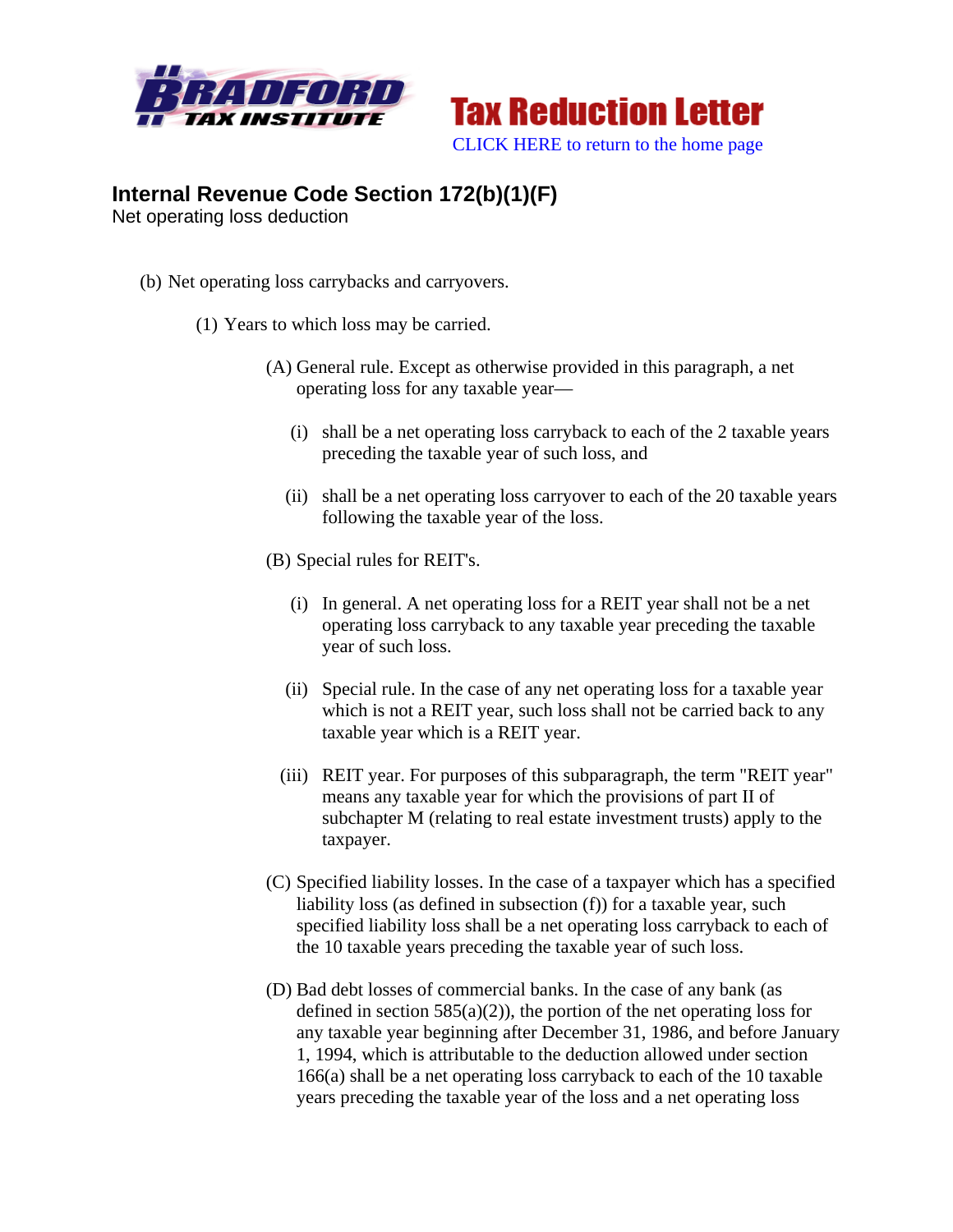Tax Reduction Letter

CLICK HERE to return to the home page

## Internal Revenue Code Section 172(b)(1)(F)

Net operating loss deduction

(b) Net operating loss carrybacks and carryovers.

(1) Years to which loss may be carried.

(A) General rule. Except as otherwise provided in this paragraph, a net operating loss for any taxable year—

(i) shall be a net operating loss carryback to each of the 2 taxable years preceding the taxable year of such loss, and

(ii) shall be a net operating loss carryover to each of the 20 taxable years following the taxable year of the loss.

(B) Special rules for REIT's.

(i) In general. A net operating loss for a REIT year shall not be a net operating loss carryback to any taxable year preceding the taxable year of such loss.

(ii) Special rule. In the case of any net operating loss for a taxable year which is not a REIT year, such loss shall not be carried back to any taxable year which is a REIT year.

(iii) REIT year. For purposes of this subparagraph, the term "REIT year" means any taxable year for which the provisions of part II of subchapter M (relating to real estate investment trusts) apply to the taxpayer.

(C) Specified liability losses. In the case of a taxpayer which has a specified liability loss (as defined in subsection (f)) for a taxable year, such specified liability loss shall be a net operating loss carryback to each of the 10 taxable years preceding the taxable year of such loss.

(D) Bad debt losses of commercial banks. In the case of any bank (as defined in section 585(a)(2)), the portion of the net operating loss for any taxable year beginning after December 31, 1986, and before January 1, 1994, which is attributable to the deduction allowed under section 166(a) shall be a net operating loss carryback to each of the 10 taxable years preceding the taxable year of the loss and a net operating loss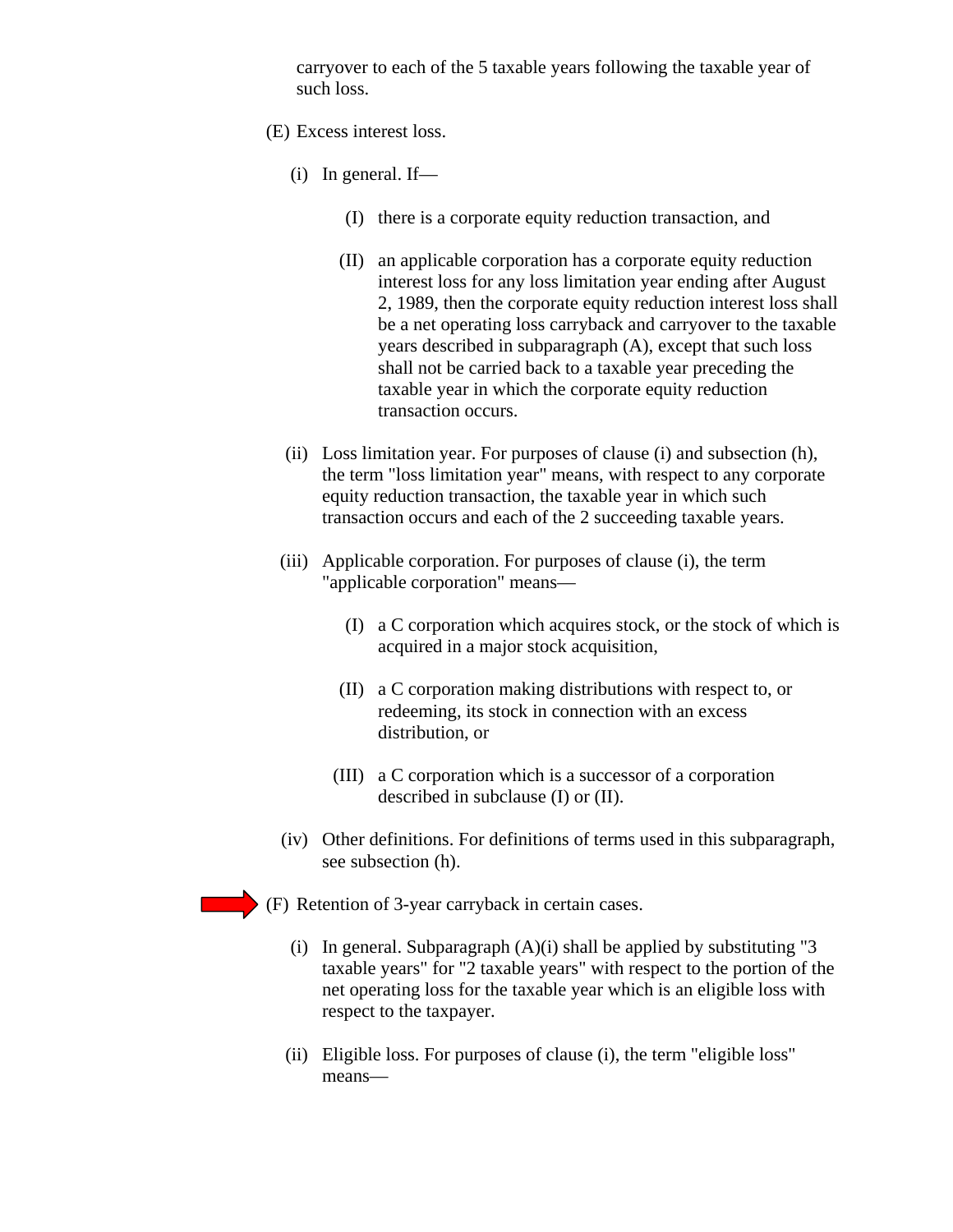carryover to each of the 5 taxable years following the taxable year of such loss.

(E) Excess interest loss.

(i) In general. If—

(I) there is a corporate equity reduction transaction, and

(II) an applicable corporation has a corporate equity reduction interest loss for any loss limitation year ending after August 2, 1989, then the corporate equity reduction interest loss shall be a net operating loss carryback and carryover to the taxable years described in subparagraph (A), except that such loss shall not be carried back to a taxable year preceding the taxable year in which the corporate equity reduction transaction occurs.

(ii) Loss limitation year. For purposes of clause (i) and subsection (h), the term "loss limitation year" means, with respect to any corporate equity reduction transaction, the taxable year in which such transaction occurs and each of the 2 succeeding taxable years.

(iii) Applicable corporation. For purposes of clause (i), the term "applicable corporation" means—

(I) a C corporation which acquires stock, or the stock of which is acquired in a major stock acquisition,

(II) a C corporation making distributions with respect to, or redeeming, its stock in connection with an excess distribution, or

(III) a C corporation which is a successor of a corporation described in subclause (I) or (II).

(iv) Other definitions. For definitions of terms used in this subparagraph, see subsection (h).

(F) Retention of 3-year carryback in certain cases.

(i) In general. Subparagraph (A)(i) shall be applied by substituting "3 taxable years" for "2 taxable years" with respect to the portion of the net operating loss for the taxable year which is an eligible loss with respect to the taxpayer.

(ii) Eligible loss. For purposes of clause (i), the term "eligible loss" means—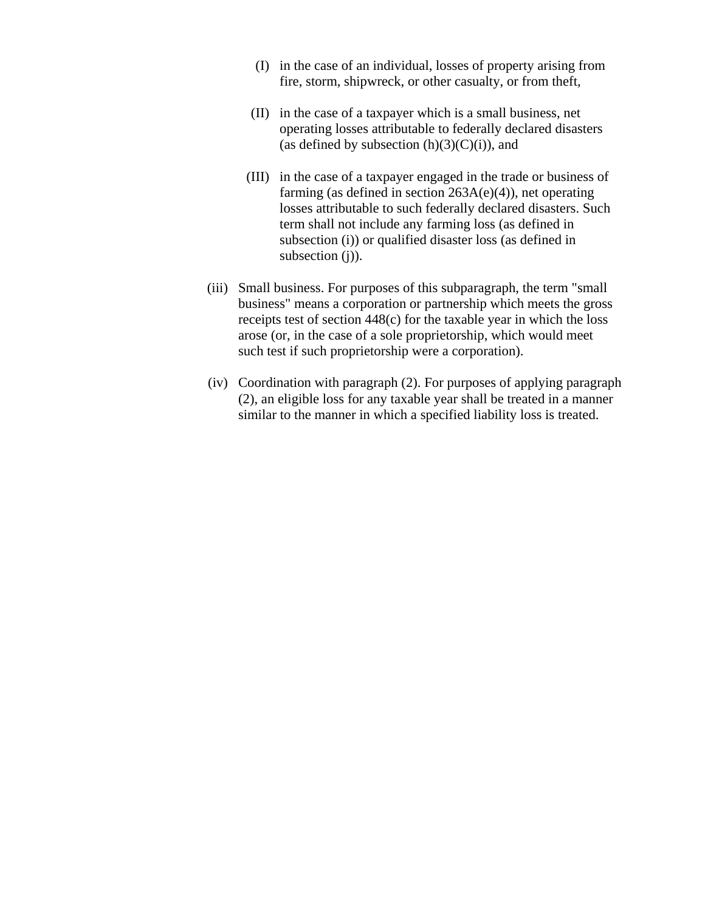(I) in the case of an individual, losses of property arising from fire, storm, shipwreck, or other casualty, or from theft,

(II) in the case of a taxpayer which is a small business, net operating losses attributable to federally declared disasters (as defined by subsection (h)(3)(C)(i)), and

(III) in the case of a taxpayer engaged in the trade or business of farming (as defined in section 263A(e)(4)), net operating losses attributable to such federally declared disasters. Such term shall not include any farming loss (as defined in subsection (i)) or qualified disaster loss (as defined in subsection (j)).

(iii) Small business. For purposes of this subparagraph, the term "small business" means a corporation or partnership which meets the gross receipts test of section 448(c) for the taxable year in which the loss arose (or, in the case of a sole proprietorship, which would meet such test if such proprietorship were a corporation).

(iv) Coordination with paragraph (2). For purposes of applying paragraph (2), an eligible loss for any taxable year shall be treated in a manner similar to the manner in which a specified liability loss is treated.